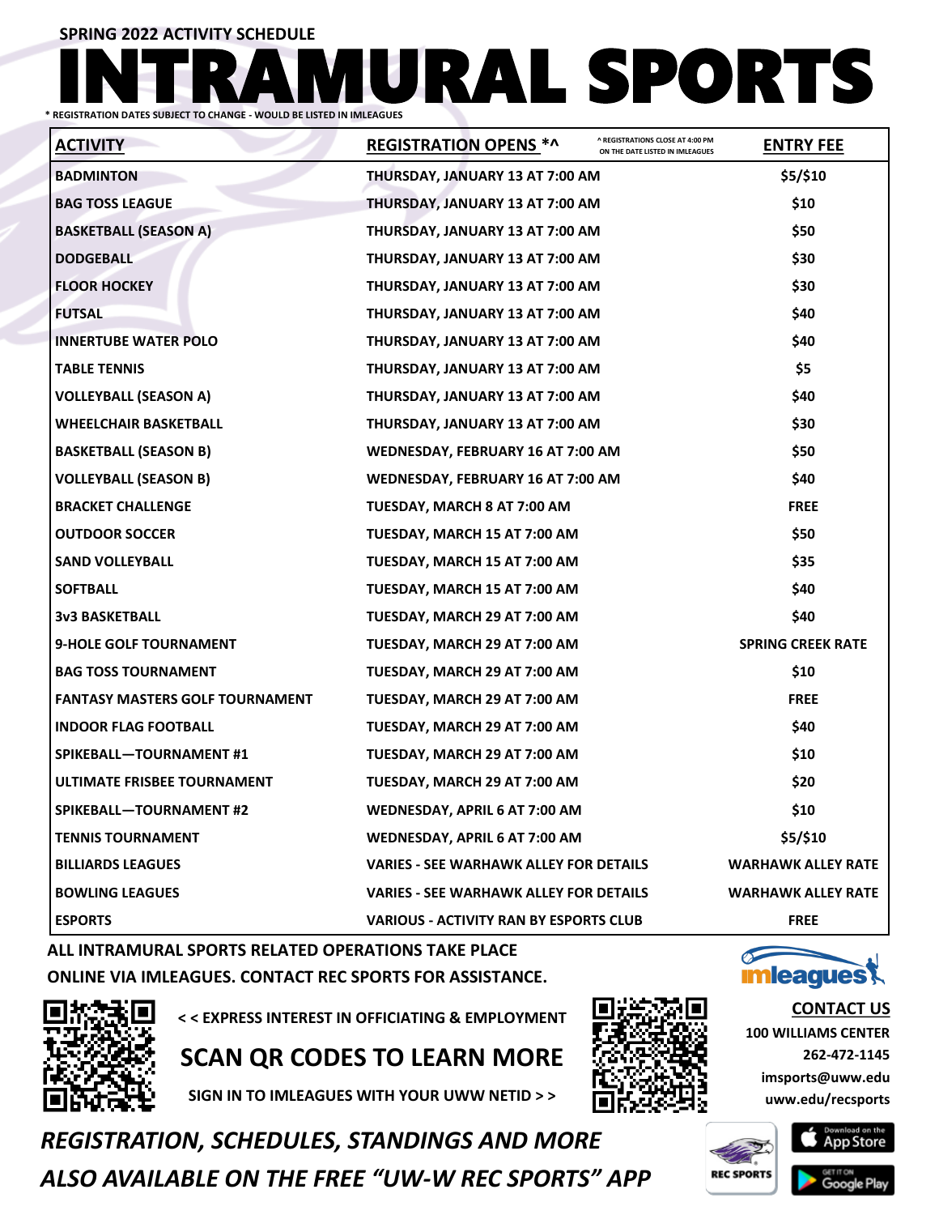SPRING 2022 ACTIVITY SCHEDULE

# INTRAMURAL SPORTS

* REGISTRATION DATES SUBJECT TO CHANGE - WOULD BE LISTED IN IMLEAGUES

| ACTIVITY | REGISTRATION OPENS *^ (^ REGISTRATIONS CLOSE AT 4:00 PM ON THE DATE LISTED IN IMLEAGUES) | ENTRY FEE |
|---|---|---|
| BADMINTON | THURSDAY, JANUARY 13 AT 7:00 AM | $5/$10 |
| BAG TOSS LEAGUE | THURSDAY, JANUARY 13 AT 7:00 AM | $10 |
| BASKETBALL (SEASON A) | THURSDAY, JANUARY 13 AT 7:00 AM | $50 |
| DODGEBALL | THURSDAY, JANUARY 13 AT 7:00 AM | $30 |
| FLOOR HOCKEY | THURSDAY, JANUARY 13 AT 7:00 AM | $30 |
| FUTSAL | THURSDAY, JANUARY 13 AT 7:00 AM | $40 |
| INNERTUBE WATER POLO | THURSDAY, JANUARY 13 AT 7:00 AM | $40 |
| TABLE TENNIS | THURSDAY, JANUARY 13 AT 7:00 AM | $5 |
| VOLLEYBALL (SEASON A) | THURSDAY, JANUARY 13 AT 7:00 AM | $40 |
| WHEELCHAIR BASKETBALL | THURSDAY, JANUARY 13 AT 7:00 AM | $30 |
| BASKETBALL (SEASON B) | WEDNESDAY, FEBRUARY 16 AT 7:00 AM | $50 |
| VOLLEYBALL (SEASON B) | WEDNESDAY, FEBRUARY 16 AT 7:00 AM | $40 |
| BRACKET CHALLENGE | TUESDAY, MARCH 8 AT 7:00 AM | FREE |
| OUTDOOR SOCCER | TUESDAY, MARCH 15 AT 7:00 AM | $50 |
| SAND VOLLEYBALL | TUESDAY, MARCH 15 AT 7:00 AM | $35 |
| SOFTBALL | TUESDAY, MARCH 15 AT 7:00 AM | $40 |
| 3v3 BASKETBALL | TUESDAY, MARCH 29 AT 7:00 AM | $40 |
| 9-HOLE GOLF TOURNAMENT | TUESDAY, MARCH 29 AT 7:00 AM | SPRING CREEK RATE |
| BAG TOSS TOURNAMENT | TUESDAY, MARCH 29 AT 7:00 AM | $10 |
| FANTASY MASTERS GOLF TOURNAMENT | TUESDAY, MARCH 29 AT 7:00 AM | FREE |
| INDOOR FLAG FOOTBALL | TUESDAY, MARCH 29 AT 7:00 AM | $40 |
| SPIKEBALL—TOURNAMENT #1 | TUESDAY, MARCH 29 AT 7:00 AM | $10 |
| ULTIMATE FRISBEE TOURNAMENT | TUESDAY, MARCH 29 AT 7:00 AM | $20 |
| SPIKEBALL—TOURNAMENT #2 | WEDNESDAY, APRIL 6 AT 7:00 AM | $10 |
| TENNIS TOURNAMENT | WEDNESDAY, APRIL 6 AT 7:00 AM | $5/$10 |
| BILLIARDS LEAGUES | VARIES - SEE WARHAWK ALLEY FOR DETAILS | WARHAWK ALLEY RATE |
| BOWLING LEAGUES | VARIES - SEE WARHAWK ALLEY FOR DETAILS | WARHAWK ALLEY RATE |
| ESPORTS | VARIOUS - ACTIVITY RAN BY ESPORTS CLUB | FREE |

**ALL INTRAMURAL SPORTS RELATED OPERATIONS TAKE PLACE ONLINE VIA IMLEAGUES. CONTACT REC SPORTS FOR ASSISTANCE.**

< < EXPRESS INTEREST IN OFFICIATING & EMPLOYMENT

**SCAN QR CODES TO LEARN MORE**

SIGN IN TO IMLEAGUES WITH YOUR UWW NETID > >

**CONTACT US**

100 WILLIAMS CENTER
262-472-1145
imsports@uww.edu
uww.edu/recsports

***REGISTRATION, SCHEDULES, STANDINGS AND MORE ALSO AVAILABLE ON THE FREE "UW-W REC SPORTS" APP***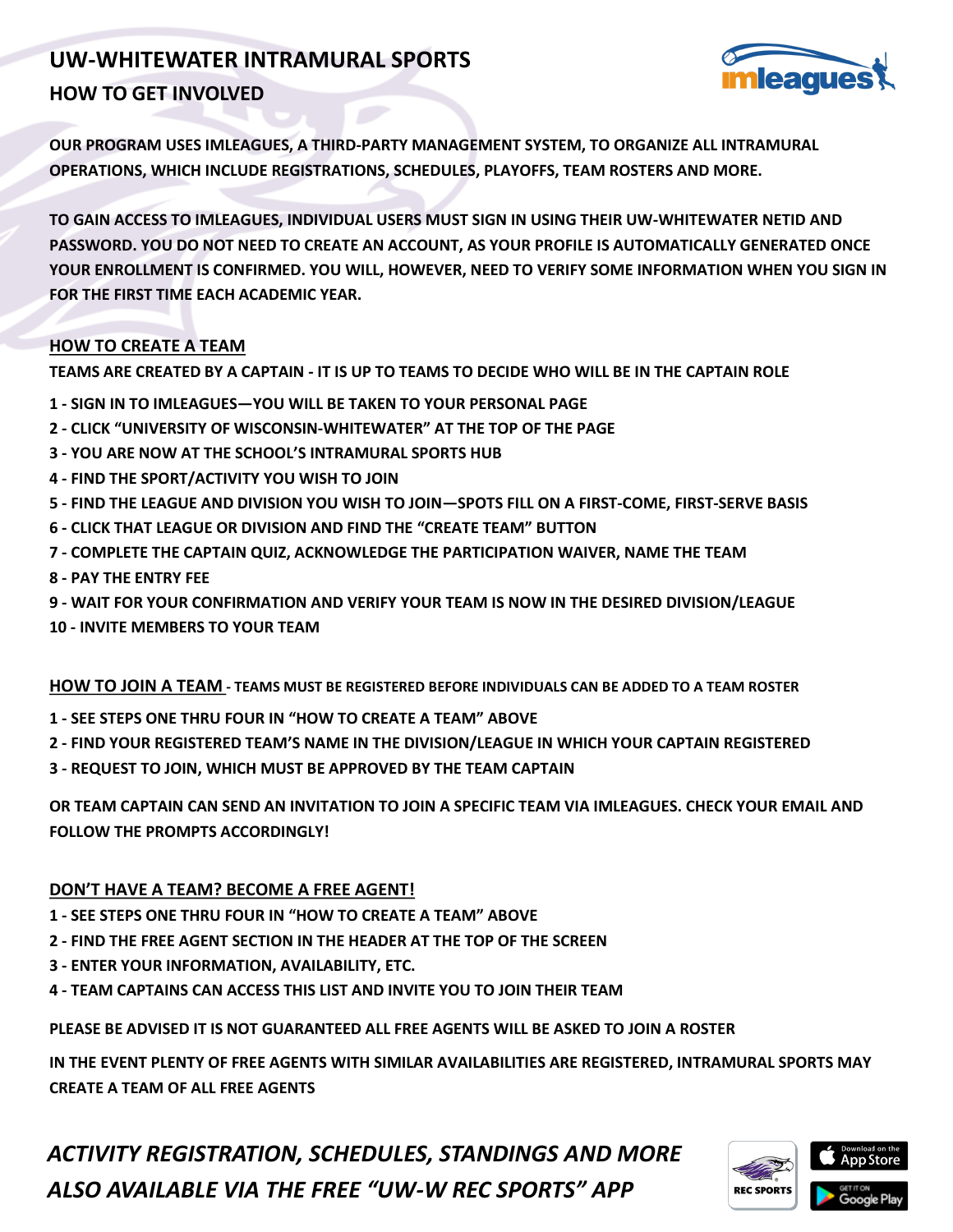# UW-WHITEWATER INTRAMURAL SPORTS

## HOW TO GET INVOLVED

**OUR PROGRAM USES IMLEAGUES, A THIRD-PARTY MANAGEMENT SYSTEM, TO ORGANIZE ALL INTRAMURAL OPERATIONS, WHICH INCLUDE REGISTRATIONS, SCHEDULES, PLAYOFFS, TEAM ROSTERS AND MORE.**

**TO GAIN ACCESS TO IMLEAGUES, INDIVIDUAL USERS MUST SIGN IN USING THEIR UW-WHITEWATER NETID AND PASSWORD. YOU DO NOT NEED TO CREATE AN ACCOUNT, AS YOUR PROFILE IS AUTOMATICALLY GENERATED ONCE YOUR ENROLLMENT IS CONFIRMED. YOU WILL, HOWEVER, NEED TO VERIFY SOME INFORMATION WHEN YOU SIGN IN FOR THE FIRST TIME EACH ACADEMIC YEAR.**

### HOW TO CREATE A TEAM

**TEAMS ARE CREATED BY A CAPTAIN - IT IS UP TO TEAMS TO DECIDE WHO WILL BE IN THE CAPTAIN ROLE**

1 - SIGN IN TO IMLEAGUES—YOU WILL BE TAKEN TO YOUR PERSONAL PAGE

2 - CLICK "UNIVERSITY OF WISCONSIN-WHITEWATER" AT THE TOP OF THE PAGE

3 - YOU ARE NOW AT THE SCHOOL'S INTRAMURAL SPORTS HUB

4 - FIND THE SPORT/ACTIVITY YOU WISH TO JOIN

5 - FIND THE LEAGUE AND DIVISION YOU WISH TO JOIN—SPOTS FILL ON A FIRST-COME, FIRST-SERVE BASIS

6 - CLICK THAT LEAGUE OR DIVISION AND FIND THE "CREATE TEAM" BUTTON

7 - COMPLETE THE CAPTAIN QUIZ, ACKNOWLEDGE THE PARTICIPATION WAIVER, NAME THE TEAM

8 - PAY THE ENTRY FEE

9 - WAIT FOR YOUR CONFIRMATION AND VERIFY YOUR TEAM IS NOW IN THE DESIRED DIVISION/LEAGUE

10 - INVITE MEMBERS TO YOUR TEAM

### HOW TO JOIN A TEAM - TEAMS MUST BE REGISTERED BEFORE INDIVIDUALS CAN BE ADDED TO A TEAM ROSTER

1 - SEE STEPS ONE THRU FOUR IN "HOW TO CREATE A TEAM" ABOVE

2 - FIND YOUR REGISTERED TEAM'S NAME IN THE DIVISION/LEAGUE IN WHICH YOUR CAPTAIN REGISTERED

3 - REQUEST TO JOIN, WHICH MUST BE APPROVED BY THE TEAM CAPTAIN

**OR TEAM CAPTAIN CAN SEND AN INVITATION TO JOIN A SPECIFIC TEAM VIA IMLEAGUES. CHECK YOUR EMAIL AND FOLLOW THE PROMPTS ACCORDINGLY!**

### DON'T HAVE A TEAM? BECOME A FREE AGENT!

1 - SEE STEPS ONE THRU FOUR IN "HOW TO CREATE A TEAM" ABOVE

2 - FIND THE FREE AGENT SECTION IN THE HEADER AT THE TOP OF THE SCREEN

3 - ENTER YOUR INFORMATION, AVAILABILITY, ETC.

4 - TEAM CAPTAINS CAN ACCESS THIS LIST AND INVITE YOU TO JOIN THEIR TEAM

**PLEASE BE ADVISED IT IS NOT GUARANTEED ALL FREE AGENTS WILL BE ASKED TO JOIN A ROSTER**

**IN THE EVENT PLENTY OF FREE AGENTS WITH SIMILAR AVAILABILITIES ARE REGISTERED, INTRAMURAL SPORTS MAY CREATE A TEAM OF ALL FREE AGENTS**

***ACTIVITY REGISTRATION, SCHEDULES, STANDINGS AND MORE ALSO AVAILABLE VIA THE FREE "UW-W REC SPORTS" APP***